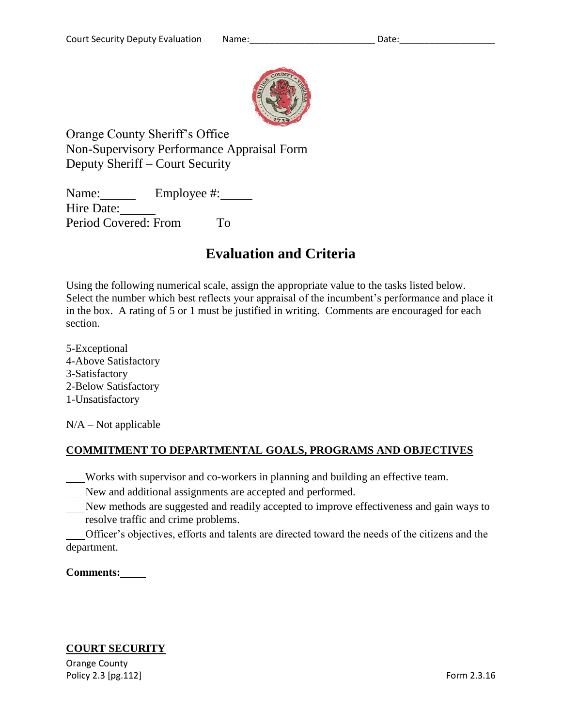Orange County Sheriff's Office
Non-Supervisory Performance Appraisal Form
Deputy Sheriff – Court Security

Name:______ Employee #:_____
Hire Date:______
Period Covered: From _____To _____

# Evaluation and Criteria

Using the following numerical scale, assign the appropriate value to the tasks listed below. Select the number which best reflects your appraisal of the incumbent's performance and place it in the box. A rating of 5 or 1 must be justified in writing. Comments are encouraged for each section.

5-Exceptional
4-Above Satisfactory
3-Satisfactory
2-Below Satisfactory
1-Unsatisfactory

N/A – Not applicable

## COMMITMENT TO DEPARTMENTAL GOALS, PROGRAMS AND OBJECTIVES

___Works with supervisor and co-workers in planning and building an effective team.
___New and additional assignments are accepted and performed.
___New methods are suggested and readily accepted to improve effectiveness and gain ways to resolve traffic and crime problems.
___Officer's objectives, efforts and talents are directed toward the needs of the citizens and the department.

**Comments:**_____

## COURT SECURITY

Orange County
Policy 2.3 [pg.112]

Form 2.3.16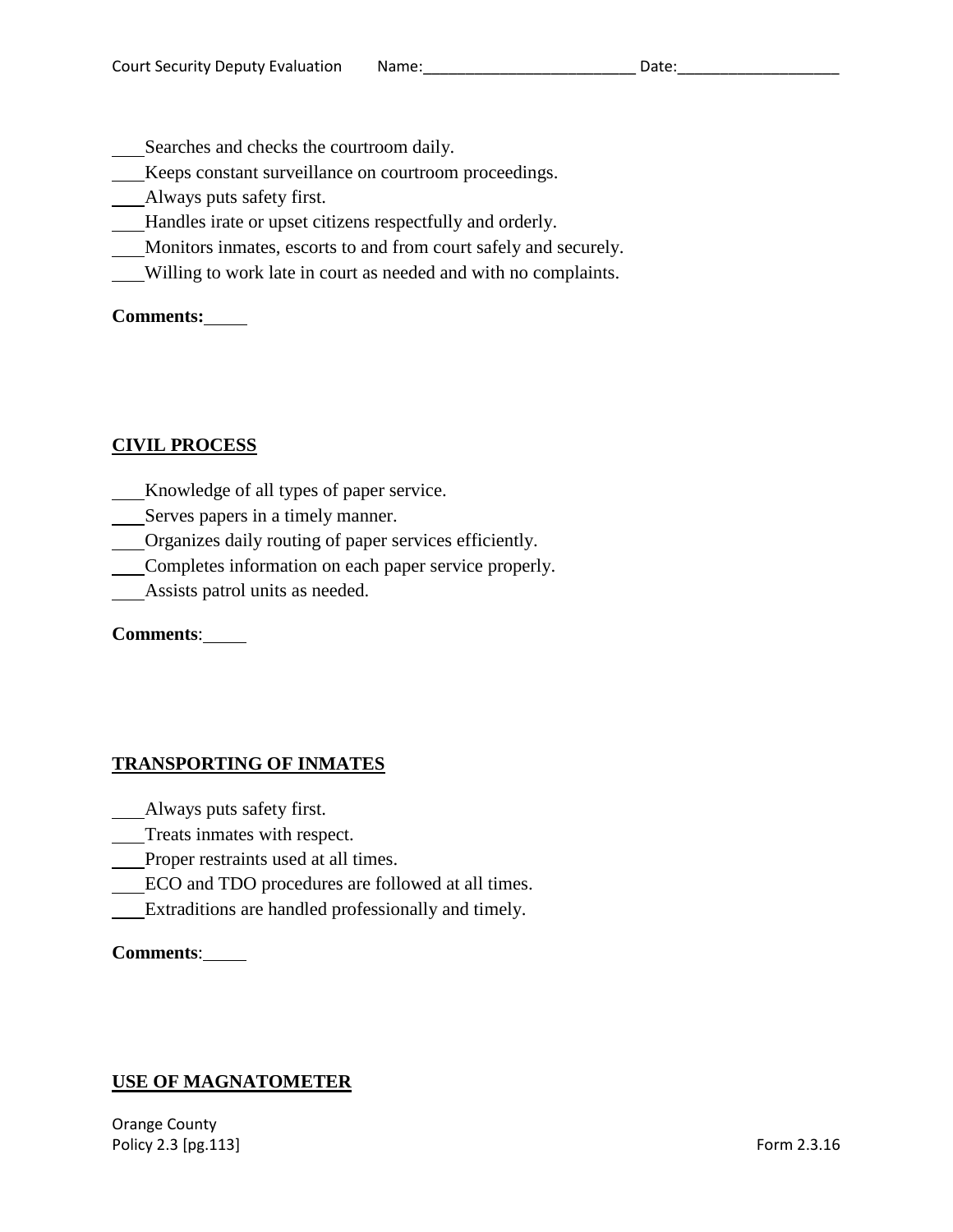___Searches and checks the courtroom daily.
___Keeps constant surveillance on courtroom proceedings.
___Always puts safety first.
___Handles irate or upset citizens respectfully and orderly.
___Monitors inmates, escorts to and from court safely and securely.
___Willing to work late in court as needed and with no complaints.

**Comments:**_____

## CIVIL PROCESS

___Knowledge of all types of paper service.
___Serves papers in a timely manner.
___Organizes daily routing of paper services efficiently.
___Completes information on each paper service properly.
___Assists patrol units as needed.

**Comments**:_____

## TRANSPORTING OF INMATES

___Always puts safety first.
___Treats inmates with respect.
___Proper restraints used at all times.
___ECO and TDO procedures are followed at all times.
___Extraditions are handled professionally and timely.

**Comments**:_____

## USE OF MAGNATOMETER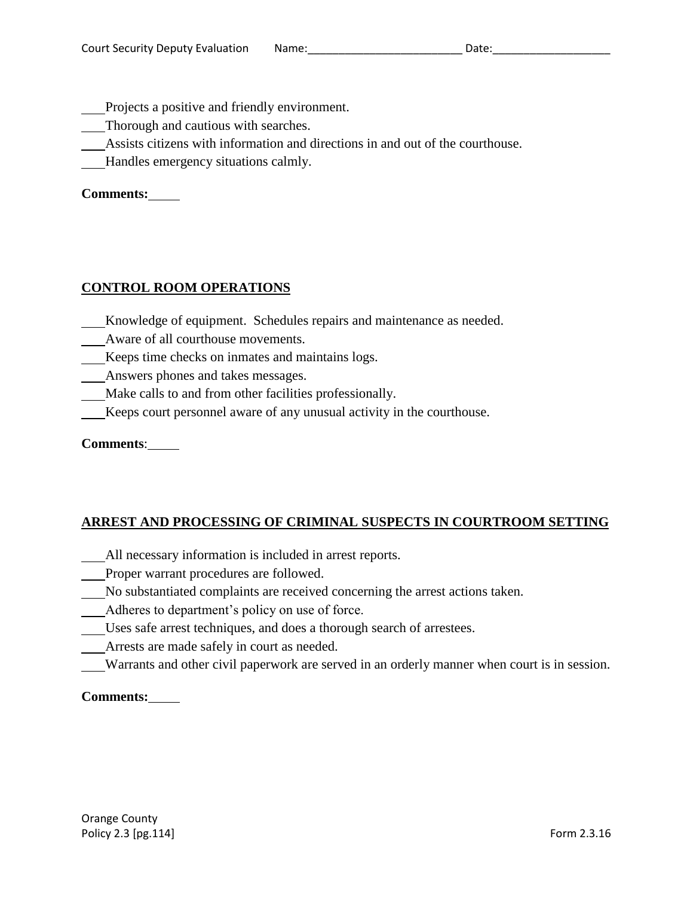\_\_\_Projects a positive and friendly environment.

\_\_\_Thorough and cautious with searches.

\_\_\_Assists citizens with information and directions in and out of the courthouse.

\_\_\_Handles emergency situations calmly.

**Comments:**\_\_\_\_\_

## CONTROL ROOM OPERATIONS

\_\_\_Knowledge of equipment. Schedules repairs and maintenance as needed.

\_\_\_Aware of all courthouse movements.

\_\_\_Keeps time checks on inmates and maintains logs.

\_\_\_Answers phones and takes messages.

\_\_\_Make calls to and from other facilities professionally.

\_\_\_Keeps court personnel aware of any unusual activity in the courthouse.

**Comments**:\_\_\_\_\_

## ARREST AND PROCESSING OF CRIMINAL SUSPECTS IN COURTROOM SETTING

\_\_\_All necessary information is included in arrest reports.

\_\_\_Proper warrant procedures are followed.

\_\_\_No substantiated complaints are received concerning the arrest actions taken.

\_\_\_Adheres to department's policy on use of force.

\_\_\_Uses safe arrest techniques, and does a thorough search of arrestees.

\_\_\_Arrests are made safely in court as needed.

\_\_\_Warrants and other civil paperwork are served in an orderly manner when court is in session.

**Comments:**\_\_\_\_\_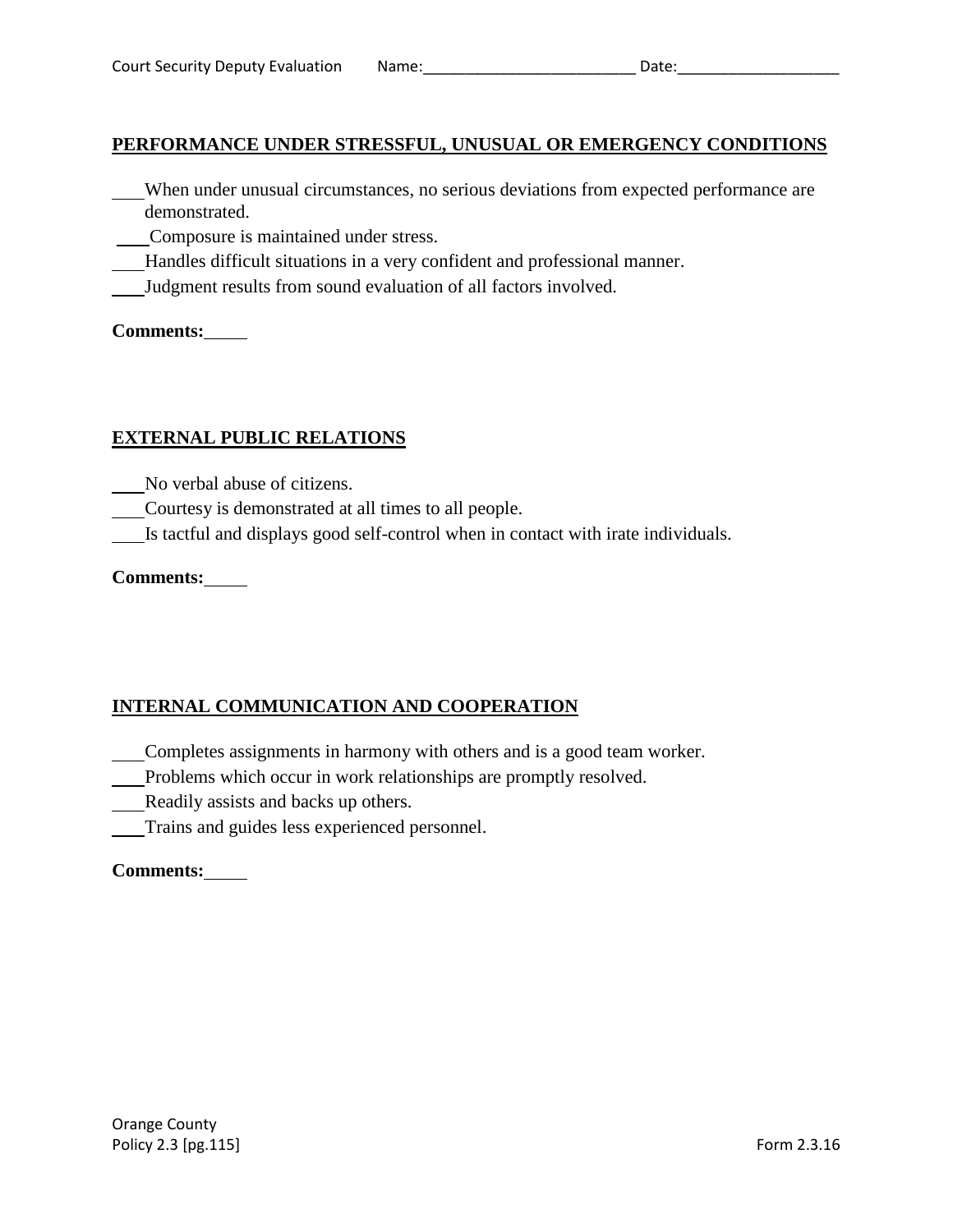## PERFORMANCE UNDER STRESSFUL, UNUSUAL OR EMERGENCY CONDITIONS

___ When under unusual circumstances, no serious deviations from expected performance are demonstrated.

___ Composure is maintained under stress.

___ Handles difficult situations in a very confident and professional manner.

___ Judgment results from sound evaluation of all factors involved.

**Comments:**

## EXTERNAL PUBLIC RELATIONS

___ No verbal abuse of citizens.

___ Courtesy is demonstrated at all times to all people.

___ Is tactful and displays good self-control when in contact with irate individuals.

**Comments:**

## INTERNAL COMMUNICATION AND COOPERATION

___ Completes assignments in harmony with others and is a good team worker.

___ Problems which occur in work relationships are promptly resolved.

___ Readily assists and backs up others.

___ Trains and guides less experienced personnel.

**Comments:**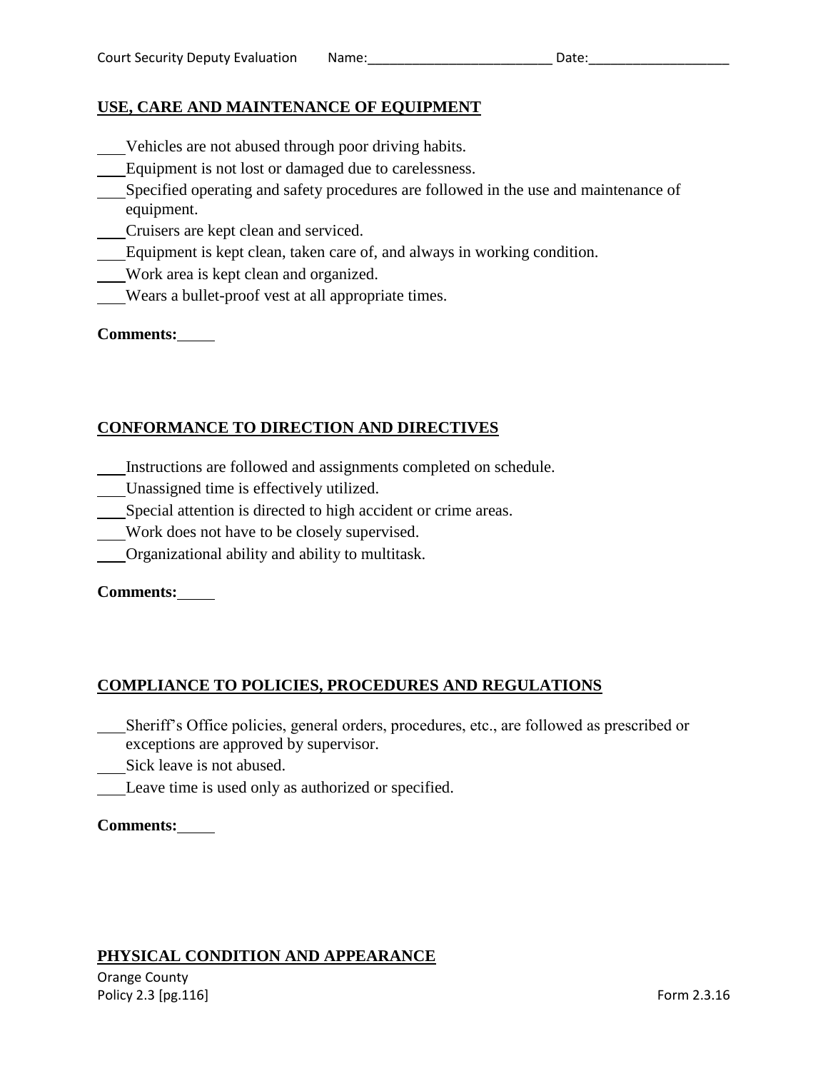## USE, CARE AND MAINTENANCE OF EQUIPMENT

___ Vehicles are not abused through poor driving habits.
___ Equipment is not lost or damaged due to carelessness.
___ Specified operating and safety procedures are followed in the use and maintenance of equipment.
___ Cruisers are kept clean and serviced.
___ Equipment is kept clean, taken care of, and always in working condition.
___ Work area is kept clean and organized.
___ Wears a bullet-proof vest at all appropriate times.

**Comments:** ____

## CONFORMANCE TO DIRECTION AND DIRECTIVES

___ Instructions are followed and assignments completed on schedule.
___ Unassigned time is effectively utilized.
___ Special attention is directed to high accident or crime areas.
___ Work does not have to be closely supervised.
___ Organizational ability and ability to multitask.

**Comments:** ____

## COMPLIANCE TO POLICIES, PROCEDURES AND REGULATIONS

___ Sheriff's Office policies, general orders, procedures, etc., are followed as prescribed or exceptions are approved by supervisor.
___ Sick leave is not abused.
___ Leave time is used only as authorized or specified.

**Comments:** ____

## PHYSICAL CONDITION AND APPEARANCE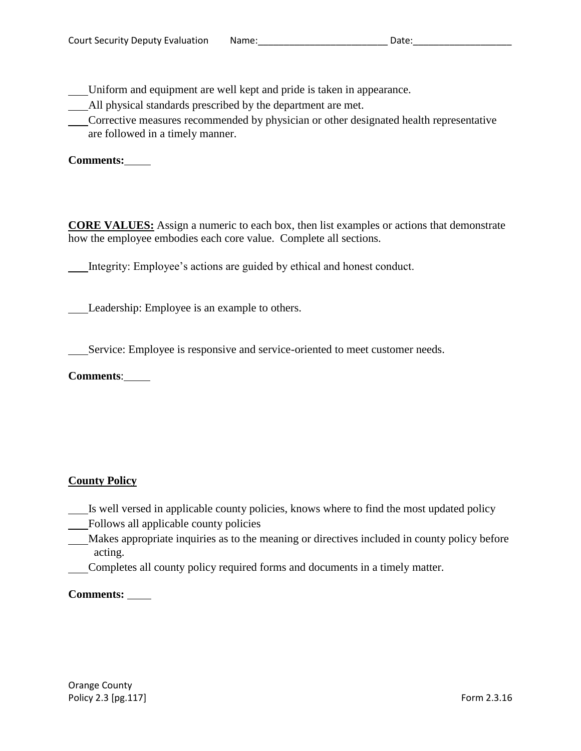\_\_\_Uniform and equipment are well kept and pride is taken in appearance.

\_\_\_All physical standards prescribed by the department are met.

\_\_\_Corrective measures recommended by physician or other designated health representative are followed in a timely manner.

**Comments:**\_\_\_\_\_

**<u>CORE VALUES:</u>** Assign a numeric to each box, then list examples or actions that demonstrate how the employee embodies each core value. Complete all sections.

\_\_\_Integrity: Employee's actions are guided by ethical and honest conduct.

\_\_\_Leadership: Employee is an example to others.

\_\_\_Service: Employee is responsive and service-oriented to meet customer needs.

**Comments**:\_\_\_\_\_

**<u>County Policy</u>**

\_\_\_Is well versed in applicable county policies, knows where to find the most updated policy

\_\_\_Follows all applicable county policies

\_\_\_Makes appropriate inquiries as to the meaning or directives included in county policy before acting.

\_\_\_Completes all county policy required forms and documents in a timely matter.

**Comments:** \_\_\_\_\_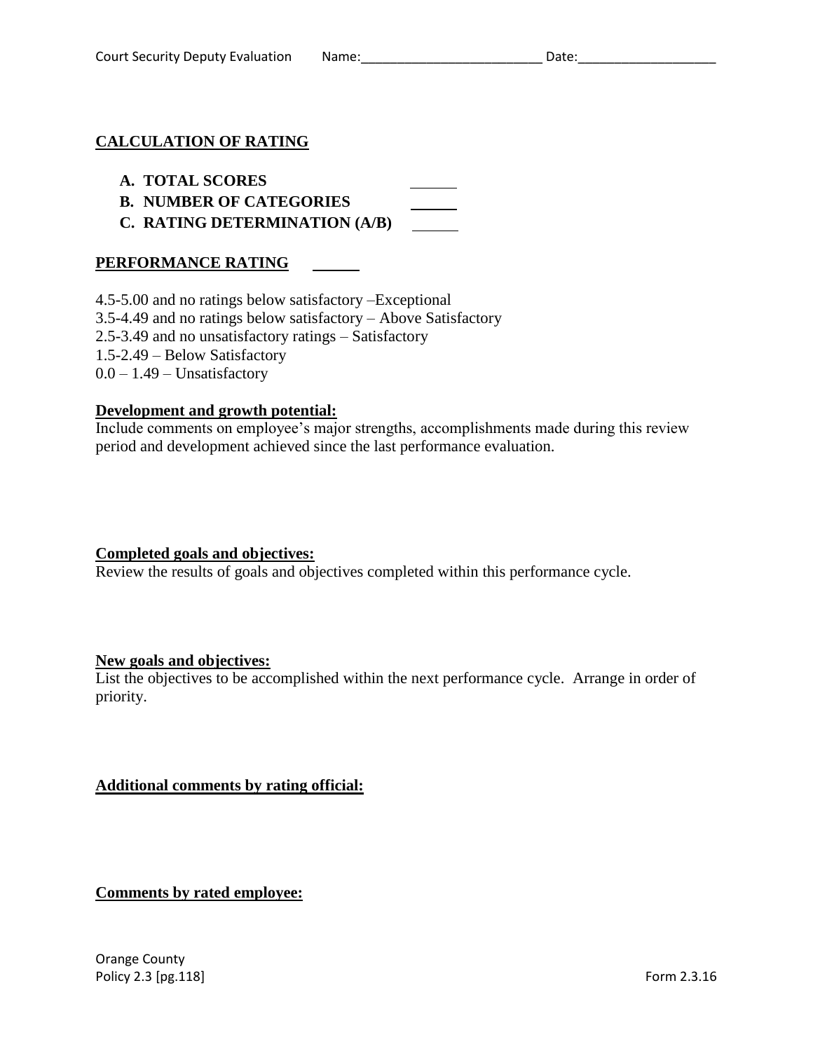## CALCULATION OF RATING

A. **TOTAL SCORES** ______
B. **NUMBER OF CATEGORIES** ______
C. **RATING DETERMINATION (A/B)** ______

## PERFORMANCE RATING ______

4.5-5.00 and no ratings below satisfactory –Exceptional
3.5-4.49 and no ratings below satisfactory – Above Satisfactory
2.5-3.49 and no unsatisfactory ratings – Satisfactory
1.5-2.49 – Below Satisfactory
0.0 – 1.49 – Unsatisfactory

**Development and growth potential:**
Include comments on employee's major strengths, accomplishments made during this review period and development achieved since the last performance evaluation.

**Completed goals and objectives:**
Review the results of goals and objectives completed within this performance cycle.

**New goals and objectives:**
List the objectives to be accomplished within the next performance cycle. Arrange in order of priority.

**Additional comments by rating official:**

**Comments by rated employee:**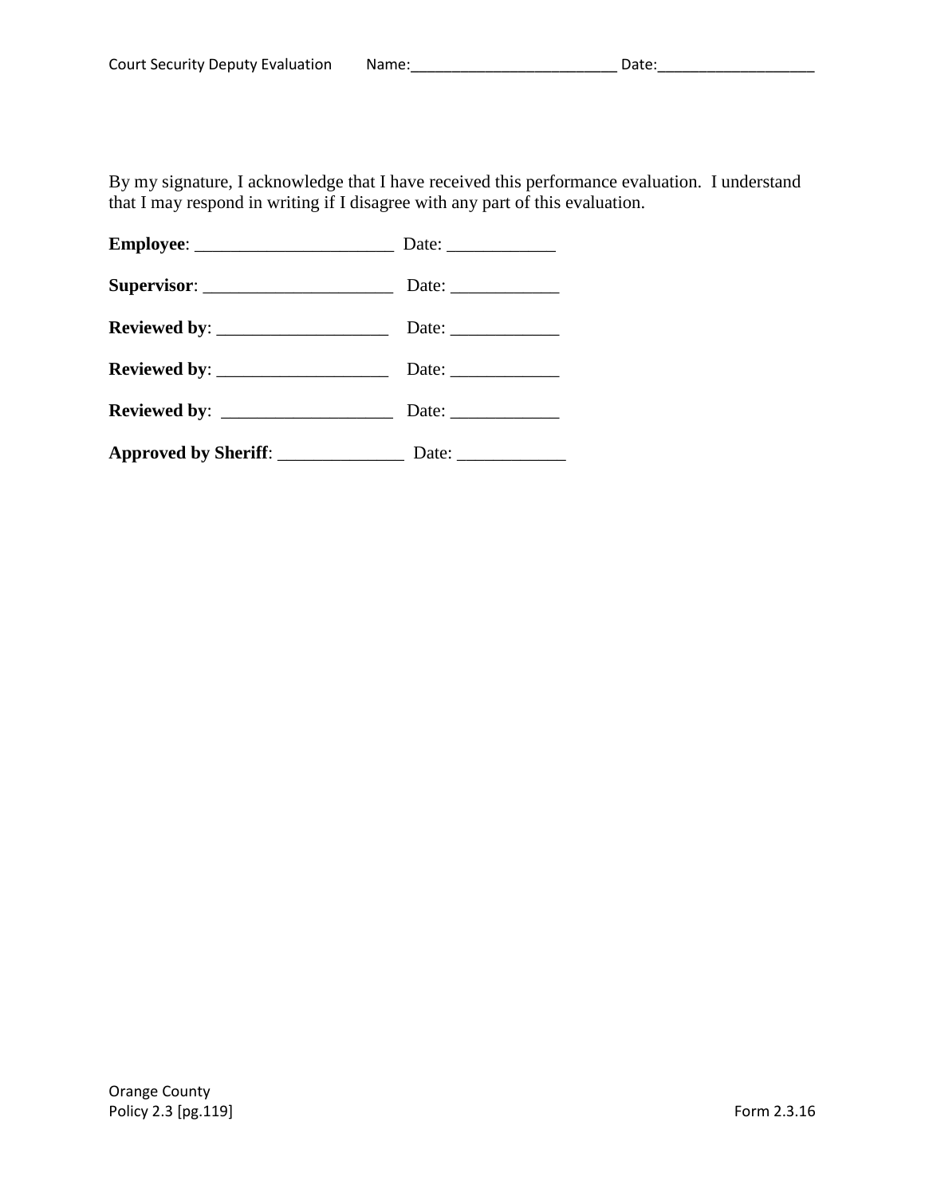By my signature, I acknowledge that I have received this performance evaluation. I understand that I may respond in writing if I disagree with any part of this evaluation.

**Employee**: ______________________ Date: ____________

**Supervisor**: _____________________ Date: ____________

**Reviewed by**: ___________________ Date: ____________

**Reviewed by**: ___________________ Date: ____________

**Reviewed by**: ___________________ Date: ____________

**Approved by Sheriff**: ______________ Date: ____________